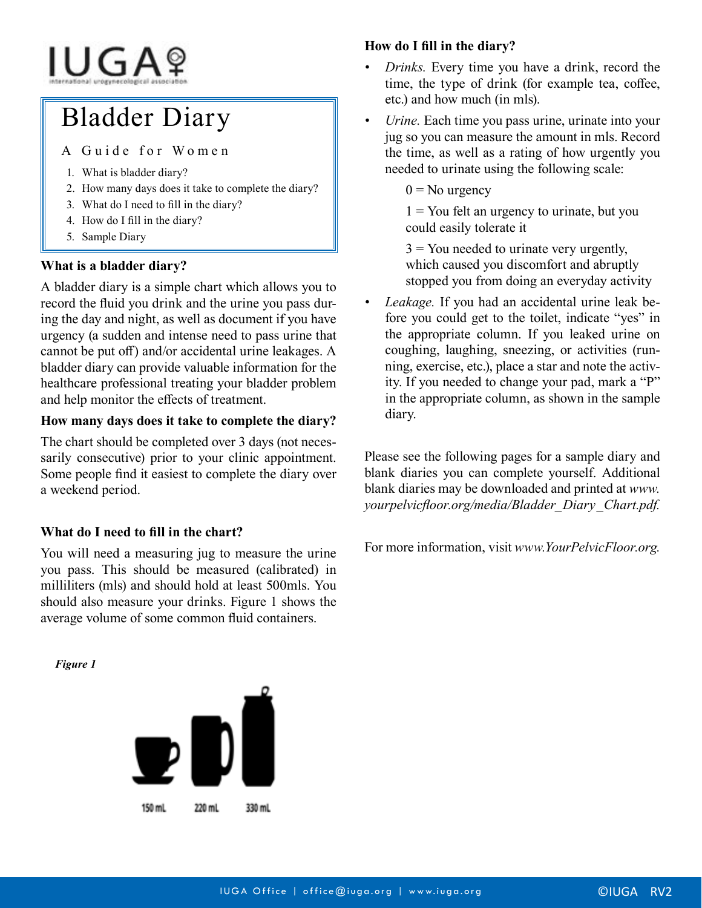IUGA
international urogynecological association

# Bladder Diary

A Guide for Women

1. What is bladder diary?
2. How many days does it take to complete the diary?
3. What do I need to fill in the diary?
4. How do I fill in the diary?
5. Sample Diary

### What is a bladder diary?

A bladder diary is a simple chart which allows you to record the fluid you drink and the urine you pass during the day and night, as well as document if you have urgency (a sudden and intense need to pass urine that cannot be put off) and/or accidental urine leakages. A bladder diary can provide valuable information for the healthcare professional treating your bladder problem and help monitor the effects of treatment.

### How many days does it take to complete the diary?

The chart should be completed over 3 days (not necessarily consecutive) prior to your clinic appointment. Some people find it easiest to complete the diary over a weekend period.

### What do I need to fill in the chart?

You will need a measuring jug to measure the urine you pass. This should be measured (calibrated) in milliliters (mls) and should hold at least 500mls. You should also measure your drinks. Figure 1 shows the average volume of some common fluid containers.

***Figure 1***

150 mL    220 mL    330 mL

### How do I fill in the diary?

- *Drinks.* Every time you have a drink, record the time, the type of drink (for example tea, coffee, etc.) and how much (in mls).
- *Urine.* Each time you pass urine, urinate into your jug so you can measure the amount in mls. Record the time, as well as a rating of how urgently you needed to urinate using the following scale:

  0 = No urgency

  1 = You felt an urgency to urinate, but you could easily tolerate it

  3 = You needed to urinate very urgently, which caused you discomfort and abruptly stopped you from doing an everyday activity
- *Leakage.* If you had an accidental urine leak before you could get to the toilet, indicate "yes" in the appropriate column. If you leaked urine on coughing, laughing, sneezing, or activities (running, exercise, etc.), place a star and note the activity. If you needed to change your pad, mark a "P" in the appropriate column, as shown in the sample diary.

Please see the following pages for a sample diary and blank diaries you can complete yourself. Additional blank diaries may be downloaded and printed at *www.yourpelvicfloor.org/media/Bladder_Diary_Chart.pdf.*

For more information, visit *www.YourPelvicFloor.org.*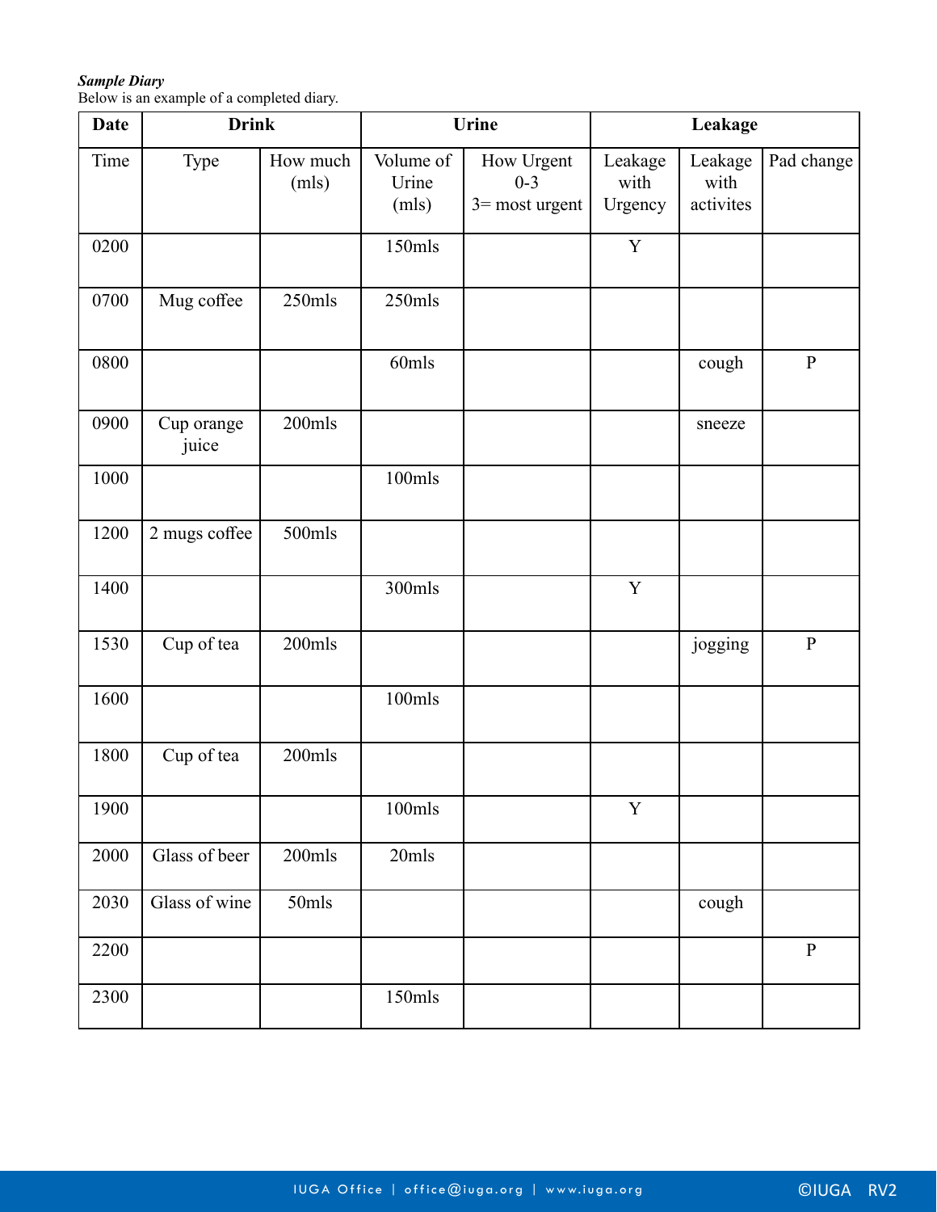***Sample Diary***
Below is an example of a completed diary.

| **Date** | **Drink** | | **Urine** | | **Leakage** | | |
|---|---|---|---|---|---|---|---|
| Time | Type | How much (mls) | Volume of Urine (mls) | How Urgent 0-3 3= most urgent | Leakage with Urgency | Leakage with activites | Pad change |
| 0200 | | | 150mls | | Y | | |
| 0700 | Mug coffee | 250mls | 250mls | | | | |
| 0800 | | | 60mls | | | cough | P |
| 0900 | Cup orange juice | 200mls | | | | sneeze | |
| 1000 | | | 100mls | | | | |
| 1200 | 2 mugs coffee | 500mls | | | | | |
| 1400 | | | 300mls | | Y | | |
| 1530 | Cup of tea | 200mls | | | | jogging | P |
| 1600 | | | 100mls | | | | |
| 1800 | Cup of tea | 200mls | | | | | |
| 1900 | | | 100mls | | Y | | |
| 2000 | Glass of beer | 200mls | 20mls | | | | |
| 2030 | Glass of wine | 50mls | | | | cough | |
| 2200 | | | | | | | P |
| 2300 | | | 150mls | | | | |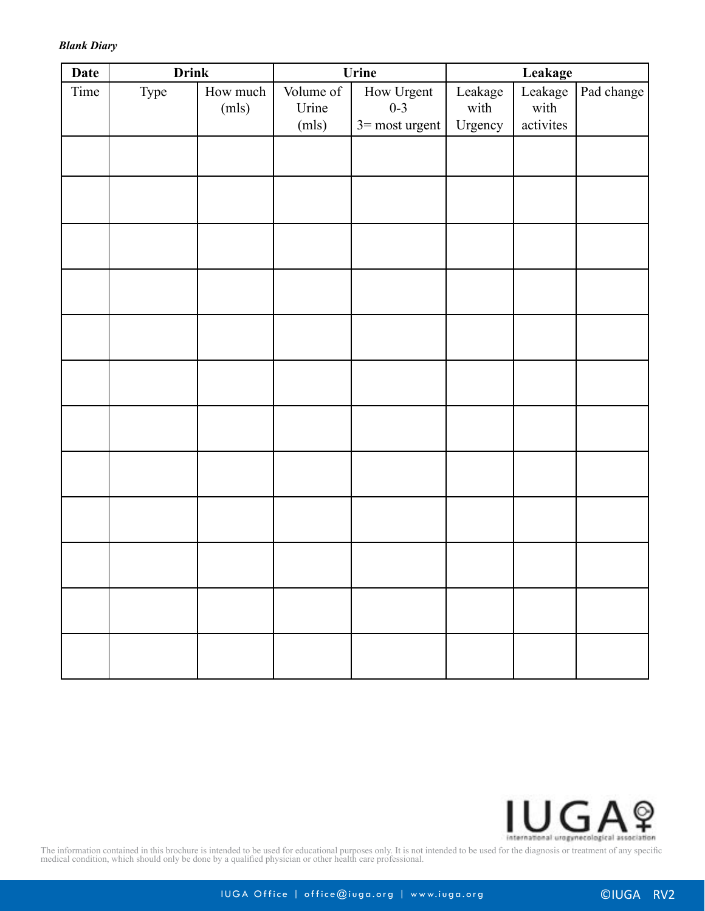*Blank Diary*

| Date | Drink | | Urine | | Leakage | | |
|---|---|---|---|---|---|---|---|
| Time | Type | How much (mls) | Volume of Urine (mls) | How Urgent 0-3 3= most urgent | Leakage with Urgency | Leakage with activites | Pad change |
| | | | | | | | |
| | | | | | | | |
| | | | | | | | |
| | | | | | | | |
| | | | | | | | |
| | | | | | | | |
| | | | | | | | |
| | | | | | | | |
| | | | | | | | |
| | | | | | | | |
| | | | | | | | |
| | | | | | | | |

The information contained in this brochure is intended to be used for educational purposes only. It is not intended to be used for the diagnosis or treatment of any specific medical condition, which should only be done by a qualified physician or other health care professional.